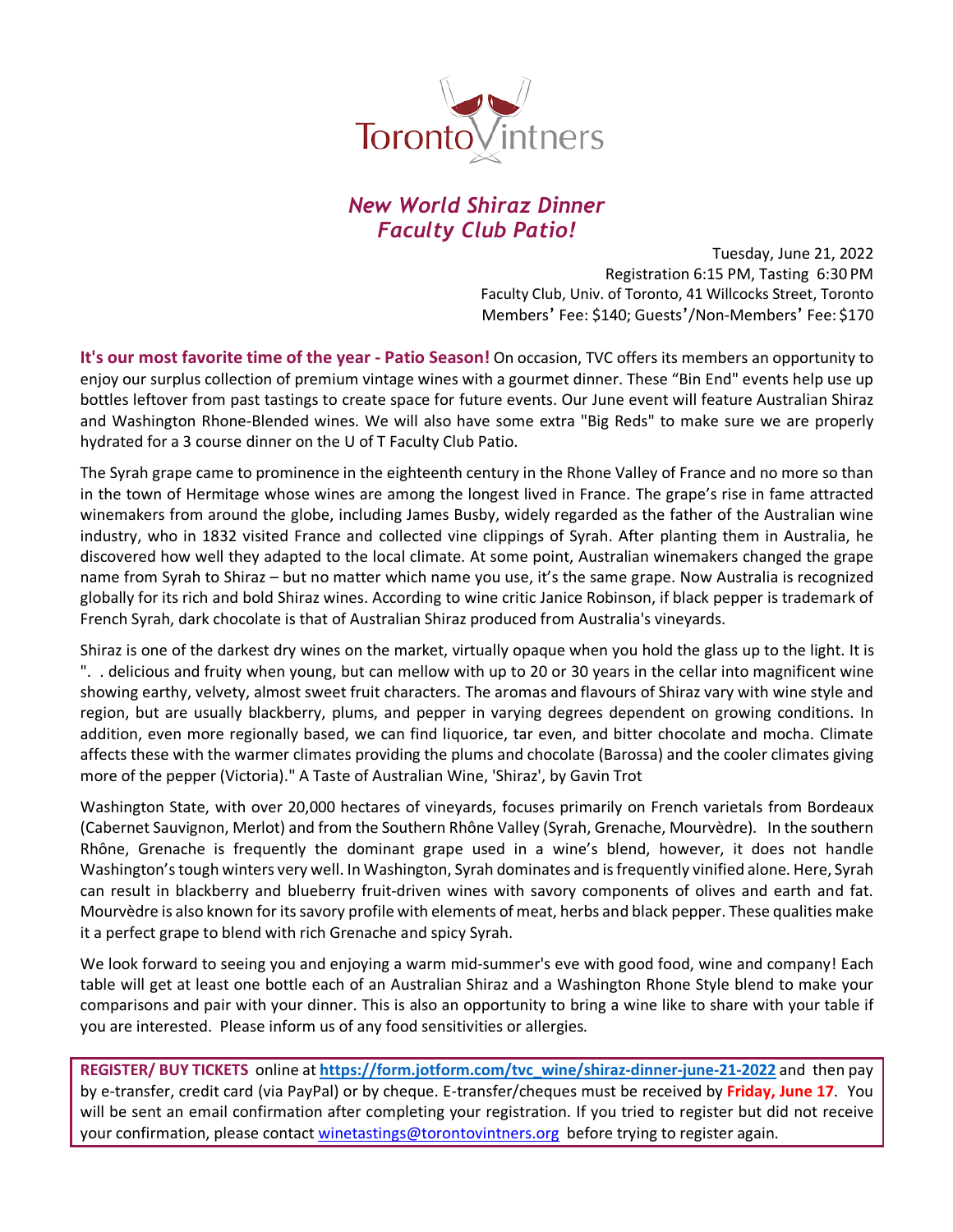Toronto Vintners

# *New World Shiraz Dinner*
# *Faculty Club Patio!*

Tuesday, June 21, 2022
Registration 6:15 PM, Tasting 6:30 PM
Faculty Club, Univ. of Toronto, 41 Willcocks Street, Toronto
Members' Fee: $140; Guests'/Non-Members' Fee: $170

**It's our most favorite time of the year - Patio Season!** On occasion, TVC offers its members an opportunity to enjoy our surplus collection of premium vintage wines with a gourmet dinner. These "Bin End" events help use up bottles leftover from past tastings to create space for future events. Our June event will feature Australian Shiraz and Washington Rhone-Blended wines. We will also have some extra "Big Reds" to make sure we are properly hydrated for a 3 course dinner on the U of T Faculty Club Patio.

The Syrah grape came to prominence in the eighteenth century in the Rhone Valley of France and no more so than in the town of Hermitage whose wines are among the longest lived in France. The grape's rise in fame attracted winemakers from around the globe, including James Busby, widely regarded as the father of the Australian wine industry, who in 1832 visited France and collected vine clippings of Syrah. After planting them in Australia, he discovered how well they adapted to the local climate. At some point, Australian winemakers changed the grape name from Syrah to Shiraz – but no matter which name you use, it's the same grape. Now Australia is recognized globally for its rich and bold Shiraz wines. According to wine critic Janice Robinson, if black pepper is trademark of French Syrah, dark chocolate is that of Australian Shiraz produced from Australia's vineyards.

Shiraz is one of the darkest dry wines on the market, virtually opaque when you hold the glass up to the light. It is ". . delicious and fruity when young, but can mellow with up to 20 or 30 years in the cellar into magnificent wine showing earthy, velvety, almost sweet fruit characters. The aromas and flavours of Shiraz vary with wine style and region, but are usually blackberry, plums, and pepper in varying degrees dependent on growing conditions. In addition, even more regionally based, we can find liquorice, tar even, and bitter chocolate and mocha. Climate affects these with the warmer climates providing the plums and chocolate (Barossa) and the cooler climates giving more of the pepper (Victoria)." A Taste of Australian Wine, 'Shiraz', by Gavin Trot

Washington State, with over 20,000 hectares of vineyards, focuses primarily on French varietals from Bordeaux (Cabernet Sauvignon, Merlot) and from the Southern Rhône Valley (Syrah, Grenache, Mourvèdre). In the southern Rhône, Grenache is frequently the dominant grape used in a wine's blend, however, it does not handle Washington's tough winters very well. In Washington, Syrah dominates and is frequently vinified alone. Here, Syrah can result in blackberry and blueberry fruit-driven wines with savory components of olives and earth and fat. Mourvèdre is also known for its savory profile with elements of meat, herbs and black pepper. These qualities make it a perfect grape to blend with rich Grenache and spicy Syrah.

We look forward to seeing you and enjoying a warm mid-summer's eve with good food, wine and company! Each table will get at least one bottle each of an Australian Shiraz and a Washington Rhone Style blend to make your comparisons and pair with your dinner. This is also an opportunity to bring a wine like to share with your table if you are interested. Please inform us of any food sensitivities or allergies.

**REGISTER/ BUY TICKETS** online at **https://form.jotform.com/tvc_wine/shiraz-dinner-june-21-2022** and then pay by e-transfer, credit card (via PayPal) or by cheque. E-transfer/cheques must be received by **Friday, June 17**. You will be sent an email confirmation after completing your registration. If you tried to register but did not receive your confirmation, please contact winetastings@torontovintners.org before trying to register again.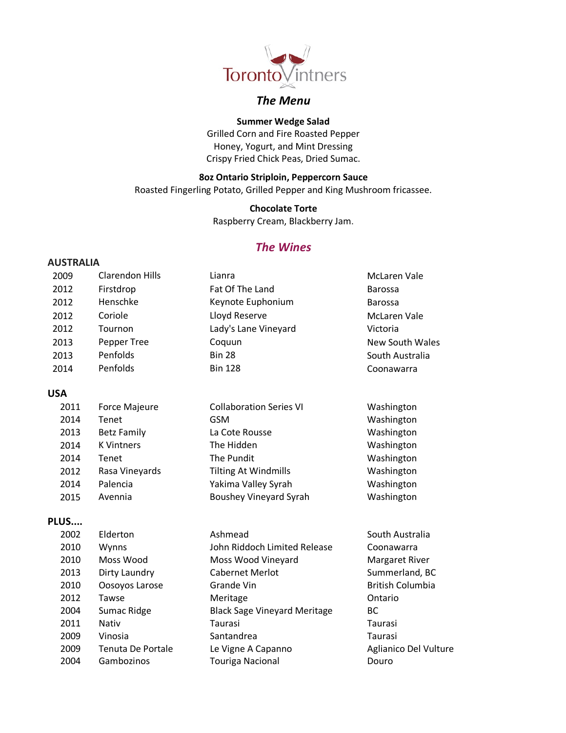Toronto Vintners

## *The Menu*

**Summer Wedge Salad**
Grilled Corn and Fire Roasted Pepper
Honey, Yogurt, and Mint Dressing
Crispy Fried Chick Peas, Dried Sumac.

**8oz Ontario Striploin, Peppercorn Sauce**
Roasted Fingerling Potato, Grilled Pepper and King Mushroom fricassee.

**Chocolate Torte**
Raspberry Cream, Blackberry Jam.

## *The Wines*

**AUSTRALIA**

| | | | |
|---|---|---|---|
| 2009 | Clarendon Hills | Lianra | McLaren Vale |
| 2012 | Firstdrop | Fat Of The Land | Barossa |
| 2012 | Henschke | Keynote Euphonium | Barossa |
| 2012 | Coriole | Lloyd Reserve | McLaren Vale |
| 2012 | Tournon | Lady's Lane Vineyard | Victoria |
| 2013 | Pepper Tree | Coquun | New South Wales |
| 2013 | Penfolds | Bin 28 | South Australia |
| 2014 | Penfolds | Bin 128 | Coonawarra |

**USA**

| | | | |
|---|---|---|---|
| 2011 | Force Majeure | Collaboration Series VI | Washington |
| 2014 | Tenet | GSM | Washington |
| 2013 | Betz Family | La Cote Rousse | Washington |
| 2014 | K Vintners | The Hidden | Washington |
| 2014 | Tenet | The Pundit | Washington |
| 2012 | Rasa Vineyards | Tilting At Windmills | Washington |
| 2014 | Palencia | Yakima Valley Syrah | Washington |
| 2015 | Avennia | Boushey Vineyard Syrah | Washington |

**PLUS....**

| | | | |
|---|---|---|---|
| 2002 | Elderton | Ashmead | South Australia |
| 2010 | Wynns | John Riddoch Limited Release | Coonawarra |
| 2010 | Moss Wood | Moss Wood Vineyard | Margaret River |
| 2013 | Dirty Laundry | Cabernet Merlot | Summerland, BC |
| 2010 | Oosoyos Larose | Grande Vin | British Columbia |
| 2012 | Tawse | Meritage | Ontario |
| 2004 | Sumac Ridge | Black Sage Vineyard Meritage | BC |
| 2011 | Nativ | Taurasi | Taurasi |
| 2009 | Vinosia | Santandrea | Taurasi |
| 2009 | Tenuta De Portale | Le Vigne A Capanno | Aglianico Del Vulture |
| 2004 | Gambozinos | Touriga Nacional | Douro |